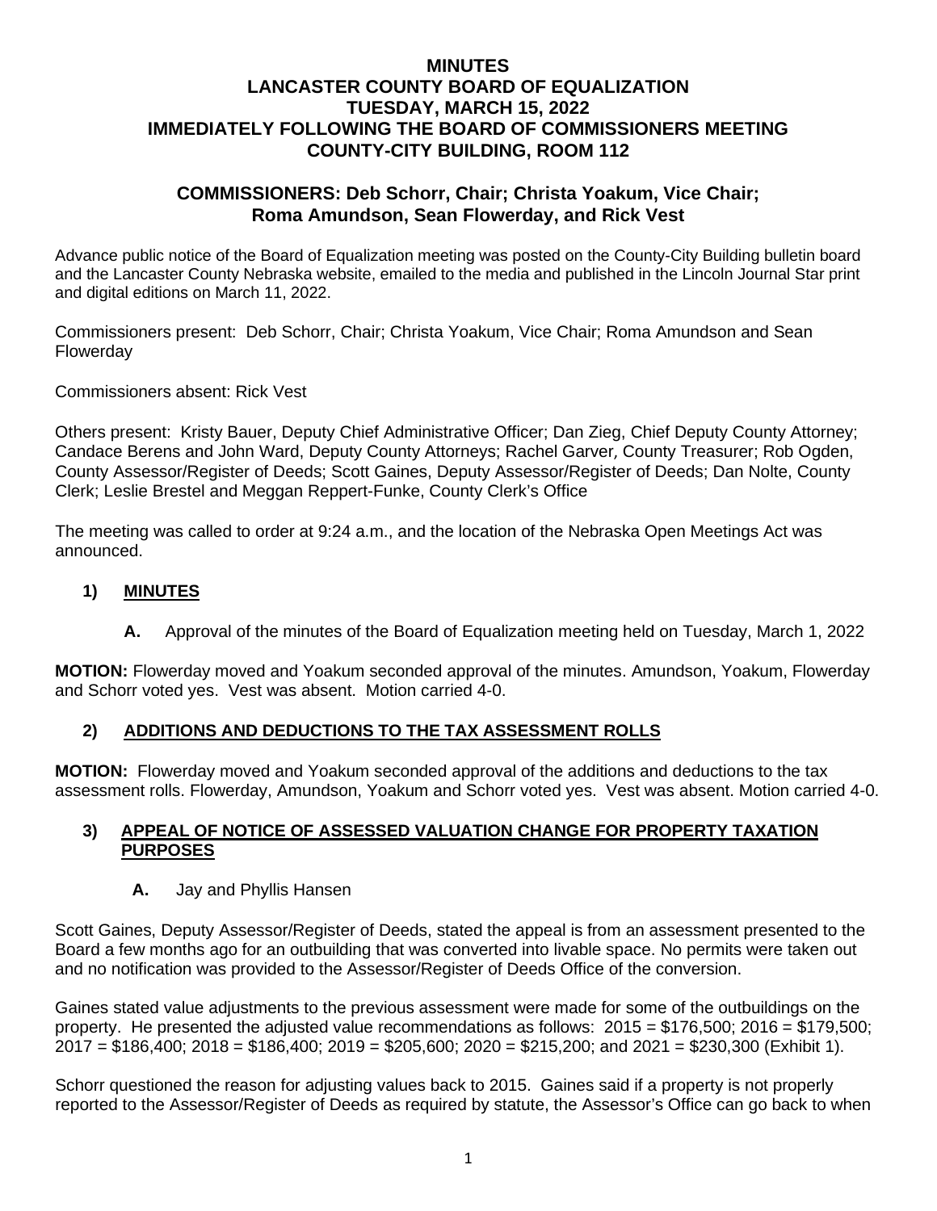# MINUTES
# LANCASTER COUNTY BOARD OF EQUALIZATION
# TUESDAY, MARCH 15, 2022
# IMMEDIATELY FOLLOWING THE BOARD OF COMMISSIONERS MEETING
# COUNTY-CITY BUILDING, ROOM 112

## COMMISSIONERS: Deb Schorr, Chair; Christa Yoakum, Vice Chair; Roma Amundson, Sean Flowerday, and Rick Vest

Advance public notice of the Board of Equalization meeting was posted on the County-City Building bulletin board and the Lancaster County Nebraska website, emailed to the media and published in the Lincoln Journal Star print and digital editions on March 11, 2022.

Commissioners present: Deb Schorr, Chair; Christa Yoakum, Vice Chair; Roma Amundson and Sean Flowerday

Commissioners absent: Rick Vest

Others present: Kristy Bauer, Deputy Chief Administrative Officer; Dan Zieg, Chief Deputy County Attorney; Candace Berens and John Ward, Deputy County Attorneys; Rachel Garver, County Treasurer; Rob Ogden, County Assessor/Register of Deeds; Scott Gaines, Deputy Assessor/Register of Deeds; Dan Nolte, County Clerk; Leslie Brestel and Meggan Reppert-Funke, County Clerk's Office

The meeting was called to order at 9:24 a.m., and the location of the Nebraska Open Meetings Act was announced.

### 1) MINUTES

**A.** Approval of the minutes of the Board of Equalization meeting held on Tuesday, March 1, 2022

**MOTION:** Flowerday moved and Yoakum seconded approval of the minutes. Amundson, Yoakum, Flowerday and Schorr voted yes. Vest was absent. Motion carried 4-0.

### 2) ADDITIONS AND DEDUCTIONS TO THE TAX ASSESSMENT ROLLS

**MOTION:** Flowerday moved and Yoakum seconded approval of the additions and deductions to the tax assessment rolls. Flowerday, Amundson, Yoakum and Schorr voted yes. Vest was absent. Motion carried 4-0.

### 3) APPEAL OF NOTICE OF ASSESSED VALUATION CHANGE FOR PROPERTY TAXATION PURPOSES

**A.** Jay and Phyllis Hansen

Scott Gaines, Deputy Assessor/Register of Deeds, stated the appeal is from an assessment presented to the Board a few months ago for an outbuilding that was converted into livable space. No permits were taken out and no notification was provided to the Assessor/Register of Deeds Office of the conversion.

Gaines stated value adjustments to the previous assessment were made for some of the outbuildings on the property. He presented the adjusted value recommendations as follows: 2015 = $176,500; 2016 = $179,500; 2017 = $186,400; 2018 = $186,400; 2019 = $205,600; 2020 = $215,200; and 2021 = $230,300 (Exhibit 1).

Schorr questioned the reason for adjusting values back to 2015. Gaines said if a property is not properly reported to the Assessor/Register of Deeds as required by statute, the Assessor's Office can go back to when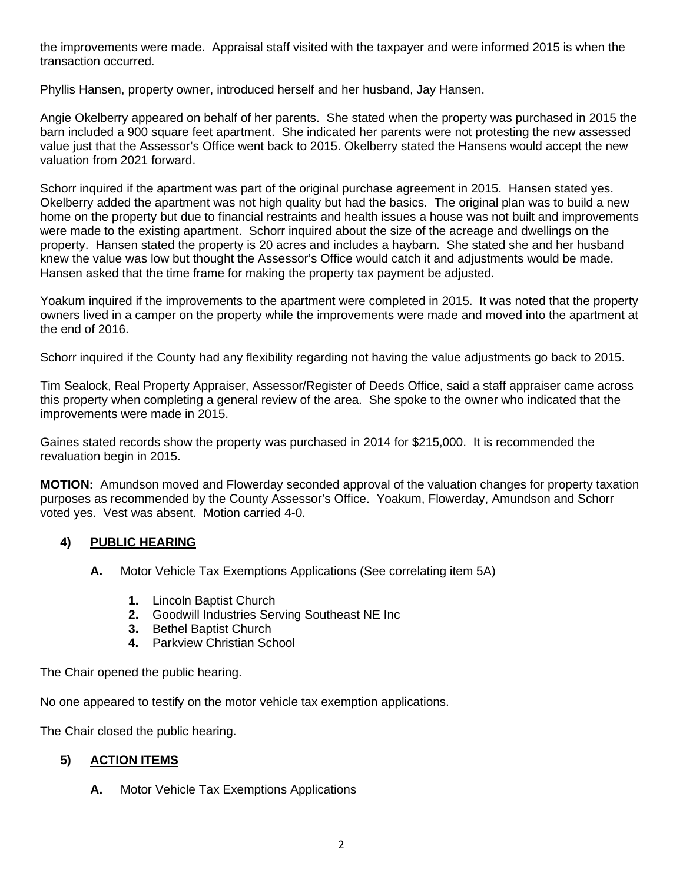the improvements were made. Appraisal staff visited with the taxpayer and were informed 2015 is when the transaction occurred.

Phyllis Hansen, property owner, introduced herself and her husband, Jay Hansen.

Angie Okelberry appeared on behalf of her parents. She stated when the property was purchased in 2015 the barn included a 900 square feet apartment. She indicated her parents were not protesting the new assessed value just that the Assessor's Office went back to 2015. Okelberry stated the Hansens would accept the new valuation from 2021 forward.

Schorr inquired if the apartment was part of the original purchase agreement in 2015. Hansen stated yes. Okelberry added the apartment was not high quality but had the basics. The original plan was to build a new home on the property but due to financial restraints and health issues a house was not built and improvements were made to the existing apartment. Schorr inquired about the size of the acreage and dwellings on the property. Hansen stated the property is 20 acres and includes a haybarn. She stated she and her husband knew the value was low but thought the Assessor's Office would catch it and adjustments would be made. Hansen asked that the time frame for making the property tax payment be adjusted.

Yoakum inquired if the improvements to the apartment were completed in 2015. It was noted that the property owners lived in a camper on the property while the improvements were made and moved into the apartment at the end of 2016.

Schorr inquired if the County had any flexibility regarding not having the value adjustments go back to 2015.

Tim Sealock, Real Property Appraiser, Assessor/Register of Deeds Office, said a staff appraiser came across this property when completing a general review of the area. She spoke to the owner who indicated that the improvements were made in 2015.

Gaines stated records show the property was purchased in 2014 for $215,000. It is recommended the revaluation begin in 2015.

**MOTION:** Amundson moved and Flowerday seconded approval of the valuation changes for property taxation purposes as recommended by the County Assessor's Office. Yoakum, Flowerday, Amundson and Schorr voted yes. Vest was absent. Motion carried 4-0.

## 4) PUBLIC HEARING

**A.** Motor Vehicle Tax Exemptions Applications (See correlating item 5A)

1. Lincoln Baptist Church
2. Goodwill Industries Serving Southeast NE Inc
3. Bethel Baptist Church
4. Parkview Christian School

The Chair opened the public hearing.

No one appeared to testify on the motor vehicle tax exemption applications.

The Chair closed the public hearing.

## 5) ACTION ITEMS

**A.** Motor Vehicle Tax Exemptions Applications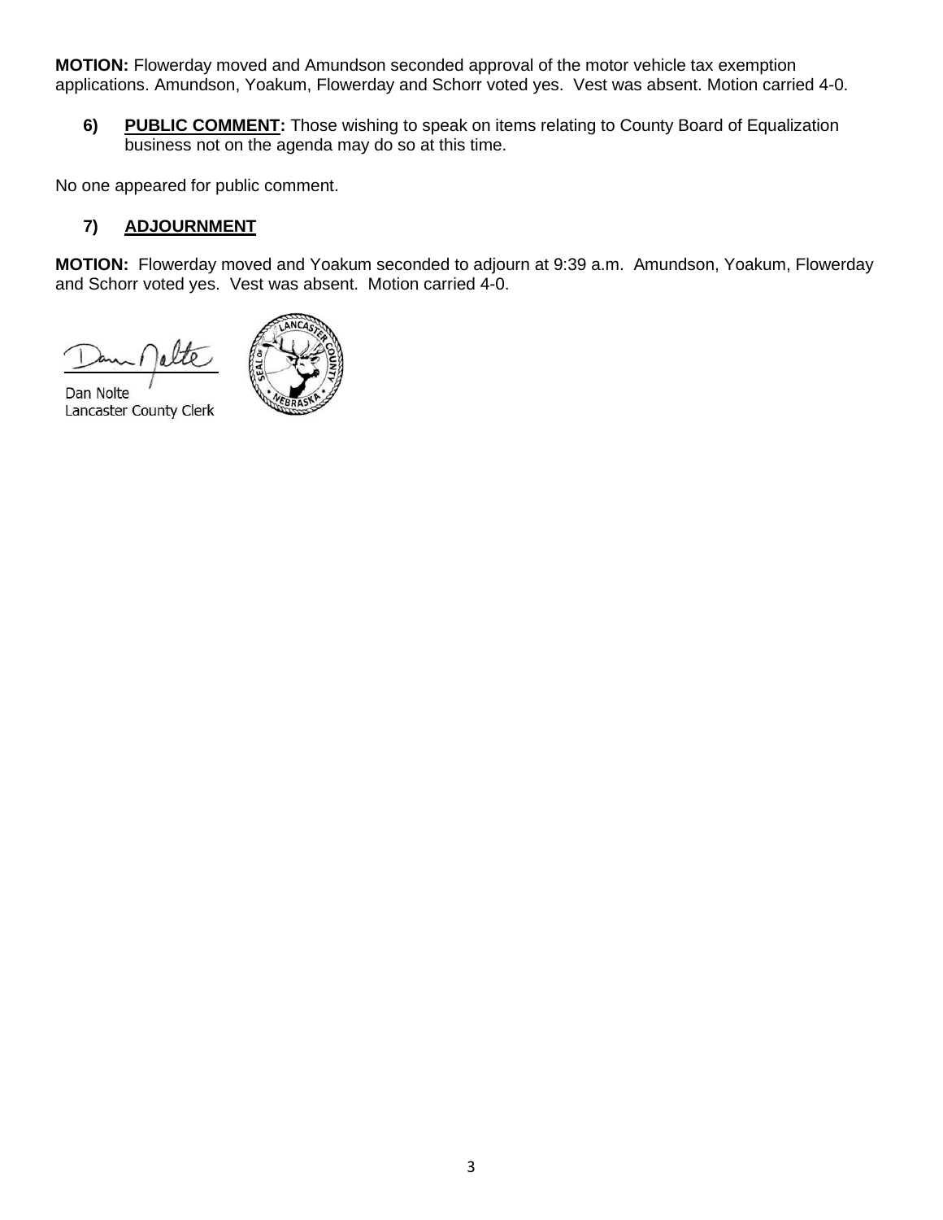**MOTION:** Flowerday moved and Amundson seconded approval of the motor vehicle tax exemption applications. Amundson, Yoakum, Flowerday and Schorr voted yes. Vest was absent. Motion carried 4-0.

**6) PUBLIC COMMENT:** Those wishing to speak on items relating to County Board of Equalization business not on the agenda may do so at this time.

No one appeared for public comment.

**7) ADJOURNMENT**

**MOTION:** Flowerday moved and Yoakum seconded to adjourn at 9:39 a.m. Amundson, Yoakum, Flowerday and Schorr voted yes. Vest was absent. Motion carried 4-0.

Dan Nolte
Lancaster County Clerk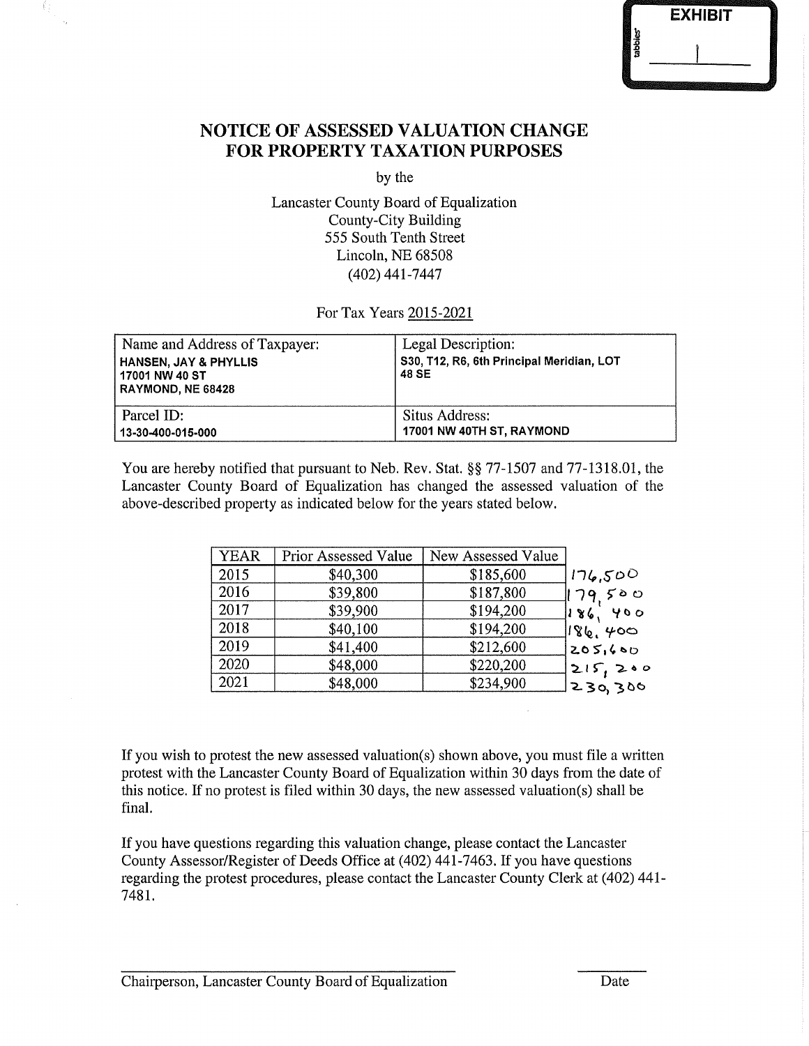EXHIBIT

1

# NOTICE OF ASSESSED VALUATION CHANGE FOR PROPERTY TAXATION PURPOSES

by the

Lancaster County Board of Equalization
County-City Building
555 South Tenth Street
Lincoln, NE 68508
(402) 441-7447

For Tax Years 2015-2021

| | |
|---|---|
| Name and Address of Taxpayer:<br>**HANSEN, JAY & PHYLLIS**<br>**17001 NW 40 ST**<br>**RAYMOND, NE 68428** | Legal Description:<br>**S30, T12, R6, 6th Principal Meridian, LOT 48 SE** |
| Parcel ID:<br>**13-30-400-015-000** | Situs Address:<br>**17001 NW 40TH ST, RAYMOND** |

You are hereby notified that pursuant to Neb. Rev. Stat. §§ 77-1507 and 77-1318.01, the Lancaster County Board of Equalization has changed the assessed valuation of the above-described property as indicated below for the years stated below.

| YEAR | Prior Assessed Value | New Assessed Value | |
|---|---|---|---|
| 2015 | $40,300 | $185,600 | 176,500 |
| 2016 | $39,800 | $187,800 | 179,500 |
| 2017 | $39,900 | $194,200 | 186,400 |
| 2018 | $40,100 | $194,200 | 186,400 |
| 2019 | $41,400 | $212,600 | 205,600 |
| 2020 | $48,000 | $220,200 | 215,200 |
| 2021 | $48,000 | $234,900 | 230,300 |

If you wish to protest the new assessed valuation(s) shown above, you must file a written protest with the Lancaster County Board of Equalization within 30 days from the date of this notice. If no protest is filed within 30 days, the new assessed valuation(s) shall be final.

If you have questions regarding this valuation change, please contact the Lancaster County Assessor/Register of Deeds Office at (402) 441-7463. If you have questions regarding the protest procedures, please contact the Lancaster County Clerk at (402) 441-7481.

Chairperson, Lancaster County Board of Equalization

Date